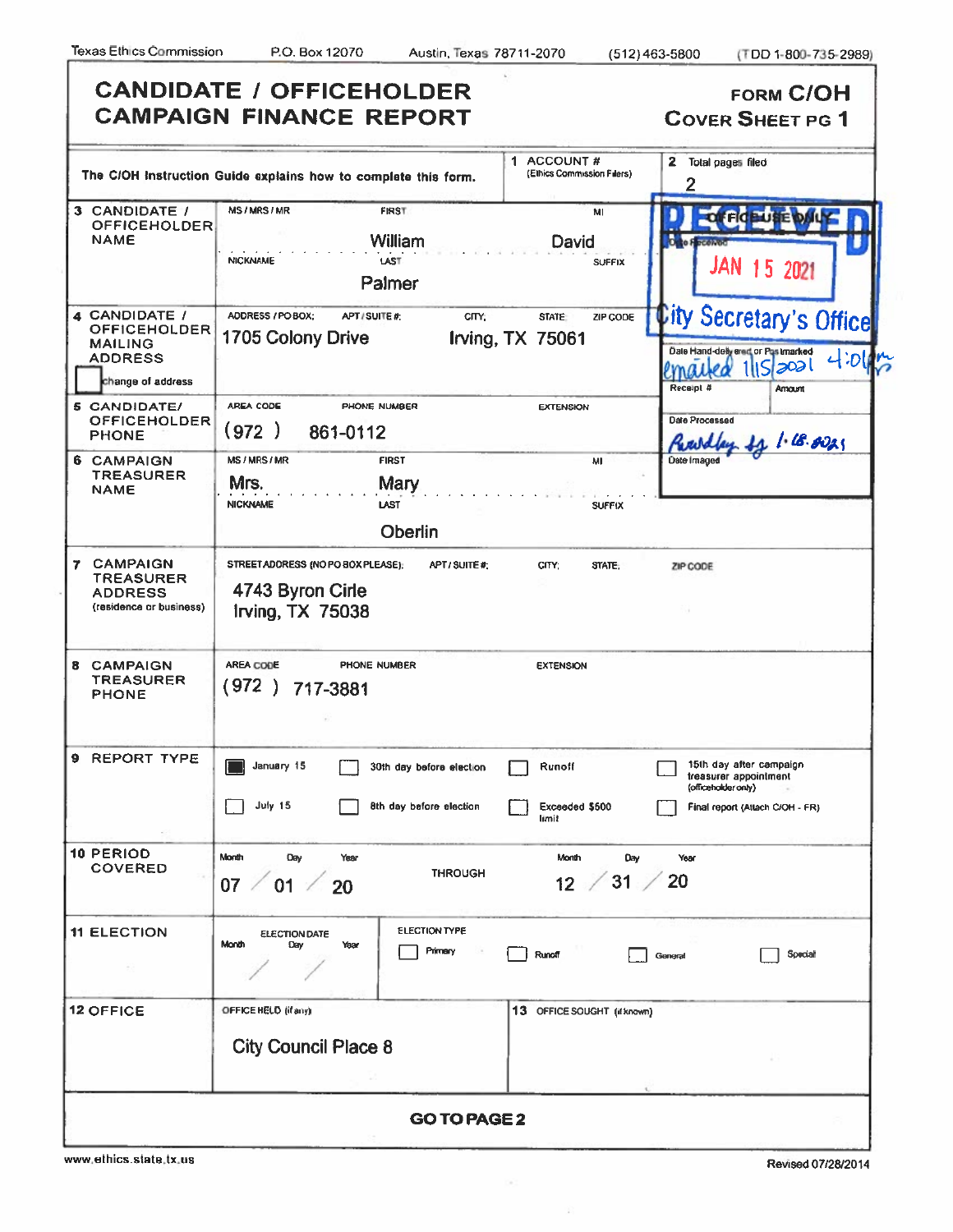Texas Ethics Commission P.O. Box 12070 Austin, Texas 78711-2070 (512) 463-5800 (TDD 1-800-735-2989)

# CANDIDATE / OFFICEHOLDER CAMPAIGN FINANCE REPORT

**FORM C/OH**
**COVER SHEET PG 1**

The C/OH Instruction Guide explains how to complete this form.

**1** ACCOUNT # (Ethics Commission Filers)

**2** Total pages filed: 2

**OFFICE USE ONLY**
Date Received: RECEIVED JAN 15 2021 City Secretary's Office
Date Hand-delivered or Postmarked: emailed 1/15/2021 4:01pm
Receipt # | Amount
Date Processed: [signature] 1.18.2021
Date Imaged

| | | | | |
|---|---|---|---|---|
| **3 CANDIDATE / OFFICEHOLDER NAME** | MS / MRS / MR | FIRST: William | MI: David | |
| | NICKNAME | LAST: Palmer | SUFFIX | |
| **4 CANDIDATE / OFFICEHOLDER MAILING ADDRESS** ☐ change of address | ADDRESS / PO BOX: 1705 Colony Drive | APT / SUITE #: | CITY: Irving, STATE: TX, ZIP CODE: 75061 | |
| **5 CANDIDATE/ OFFICEHOLDER PHONE** | AREA CODE: (972) | PHONE NUMBER: 861-0112 | EXTENSION | |
| **6 CAMPAIGN TREASURER NAME** | MS / MRS / MR: Mrs. | FIRST: Mary | MI | |
| | NICKNAME | LAST: Oberlin | SUFFIX | |
| **7 CAMPAIGN TREASURER ADDRESS** (residence or business) | STREET ADDRESS (NO PO BOX PLEASE): 4743 Byron Cirle Irving, TX 75038 | APT / SUITE #: | CITY: STATE: ZIP CODE: | |
| **8 CAMPAIGN TREASURER PHONE** | AREA CODE: (972) | PHONE NUMBER: 717-3881 | EXTENSION | |

**9 REPORT TYPE**

- ☒ January 15
- ☐ July 15
- ☐ 30th day before election
- ☐ 8th day before election
- ☐ Runoff
- ☐ Exceeded $500 limit
- ☐ 15th day after campaign treasurer appointment (officeholder only)
- ☐ Final report (Attach C/OH - FR)

**10 PERIOD COVERED**
Month/Day/Year: 07 / 01 / 20 THROUGH Month/Day/Year: 12 / 31 / 20

**11 ELECTION**
ELECTION DATE Month / Day / Year: / /
ELECTION TYPE: ☐ Primary ☐ Runoff ☐ General ☐ Special

**12 OFFICE**
OFFICE HELD (if any): City Council Place 8

**13** OFFICE SOUGHT (if known):

**GO TO PAGE 2**

www.ethics.state.tx.us Revised 07/28/2014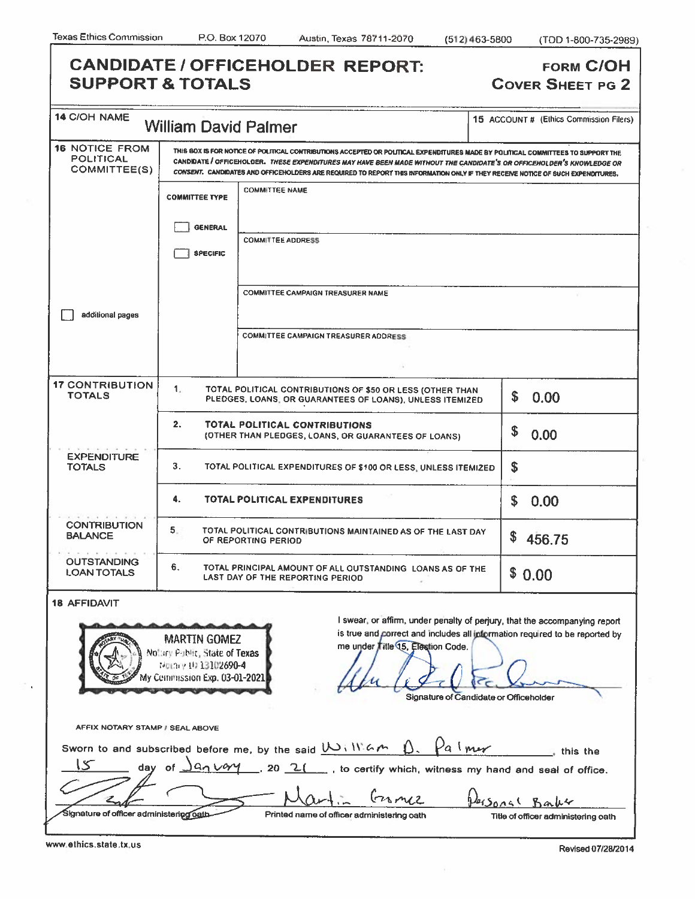Texas Ethics Commission P.O. Box 12070 Austin, Texas 78711-2070 (512) 463-5800 (TDD 1-800-735-2989)

# CANDIDATE / OFFICEHOLDER REPORT: SUPPORT & TOTALS

**FORM C/OH**
**COVER SHEET PG 2**

| | |
|---|---|
| **14 C/OH NAME** | William David Palmer |
| **15 ACCOUNT #** (Ethics Commission Filers) | |

**16 NOTICE FROM POLITICAL COMMITTEE(S)**

THIS BOX IS FOR NOTICE OF POLITICAL CONTRIBUTIONS ACCEPTED OR POLITICAL EXPENDITURES MADE BY POLITICAL COMMITTEES TO SUPPORT THE CANDIDATE / OFFICEHOLDER. *THESE EXPENDITURES MAY HAVE BEEN MADE WITHOUT THE CANDIDATE'S OR OFFICEHOLDER'S KNOWLEDGE OR CONSENT.* CANDIDATES AND OFFICEHOLDERS ARE REQUIRED TO REPORT THIS INFORMATION ONLY IF THEY RECEIVE NOTICE OF SUCH EXPENDITURES.

| COMMITTEE TYPE | |
|---|---|
| ☐ GENERAL | COMMITTEE NAME |
| ☐ SPECIFIC | COMMITTEE ADDRESS |
| | COMMITTEE CAMPAIGN TREASURER NAME |
| | COMMITTEE CAMPAIGN TREASURER ADDRESS |

☐ additional pages

| | | | |
|---|---|---|---|
| **17 CONTRIBUTION TOTALS** | 1. | TOTAL POLITICAL CONTRIBUTIONS OF $50 OR LESS (OTHER THAN PLEDGES, LOANS, OR GUARANTEES OF LOANS), UNLESS ITEMIZED | $ 0.00 |
| | 2. | **TOTAL POLITICAL CONTRIBUTIONS** (OTHER THAN PLEDGES, LOANS, OR GUARANTEES OF LOANS) | $ 0.00 |
| **EXPENDITURE TOTALS** | 3. | TOTAL POLITICAL EXPENDITURES OF $100 OR LESS, UNLESS ITEMIZED | $ |
| | 4. | **TOTAL POLITICAL EXPENDITURES** | $ 0.00 |
| **CONTRIBUTION BALANCE** | 5. | TOTAL POLITICAL CONTRIBUTIONS MAINTAINED AS OF THE LAST DAY OF REPORTING PERIOD | $ 456.75 |
| **OUTSTANDING LOAN TOTALS** | 6. | TOTAL PRINCIPAL AMOUNT OF ALL OUTSTANDING LOANS AS OF THE LAST DAY OF THE REPORTING PERIOD | $ 0.00 |

**18 AFFIDAVIT**

MARTIN GOMEZ
Notary Public, State of Texas
Notary ID 13102690-4
My Commission Exp. 03-01-2021

I swear, or affirm, under penalty of perjury, that the accompanying report is true and correct and includes all information required to be reported by me under Title 15, Election Code.

Signature of Candidate or Officeholder

AFFIX NOTARY STAMP / SEAL ABOVE

Sworn to and subscribed before me, by the said William D. Palmer, this the 15 day of January, 20 21, to certify which, witness my hand and seal of office.

| Signature of officer administering oath | Martin Gomez — Printed name of officer administering oath | Personal Banker — Title of officer administering oath |
|---|---|---|

www.ethics.state.tx.us Revised 07/28/2014